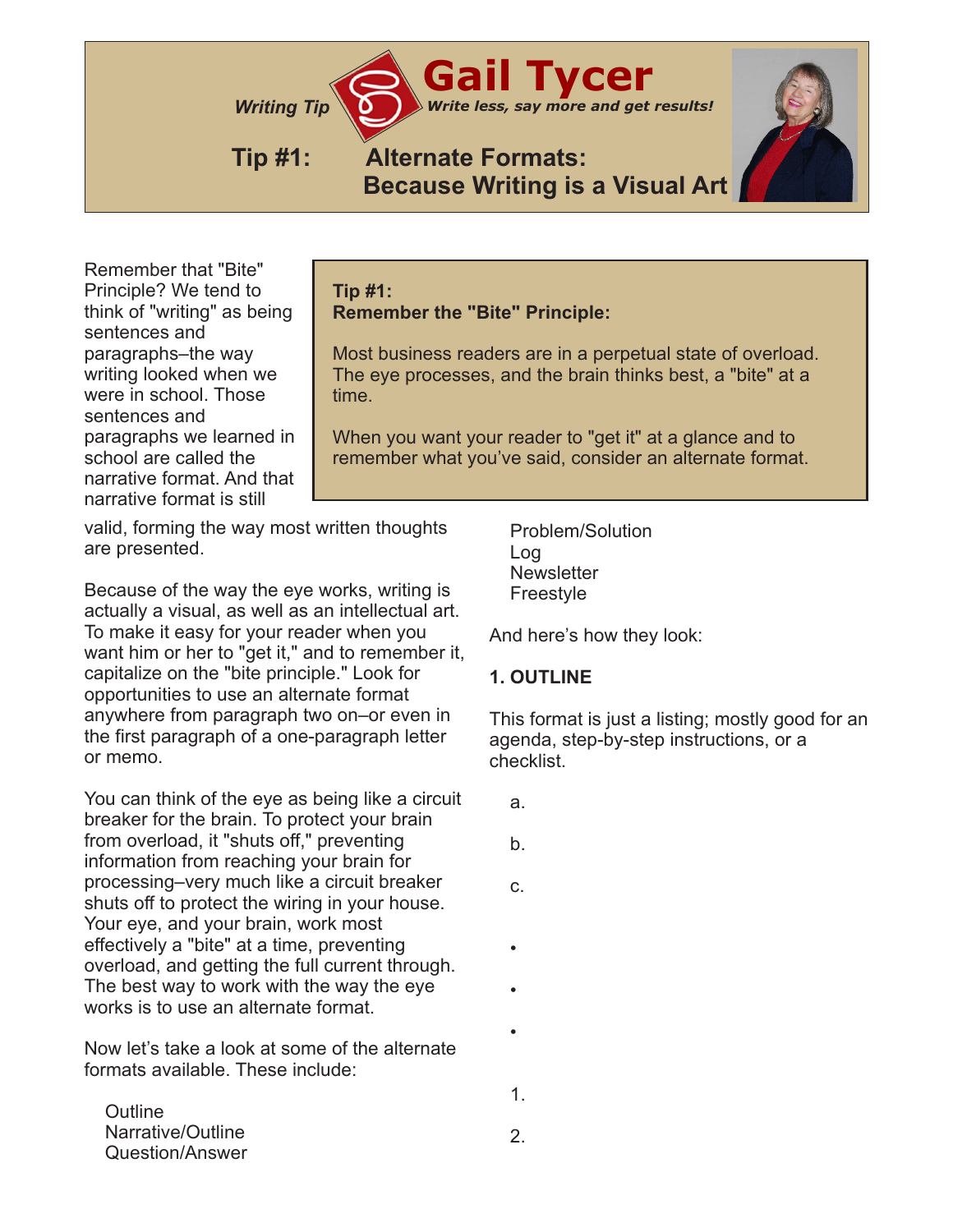*Writing Tip*

# Gail Tycer

***Write less, say more and get results!***

## Tip #1: Alternate Formats: Because Writing is a Visual Art

> **Tip #1:**
> **Remember the "Bite" Principle:**
>
> Most business readers are in a perpetual state of overload. The eye processes, and the brain thinks best, a "bite" at a time.
>
> When you want your reader to "get it" at a glance and to remember what you've said, consider an alternate format.

Remember that "Bite" Principle? We tend to think of "writing" as being sentences and paragraphs–the way writing looked when we were in school. Those sentences and paragraphs we learned in school are called the narrative format. And that narrative format is still valid, forming the way most written thoughts are presented.

Because of the way the eye works, writing is actually a visual, as well as an intellectual art. To make it easy for your reader when you want him or her to "get it," and to remember it, capitalize on the "bite principle." Look for opportunities to use an alternate format anywhere from paragraph two on–or even in the first paragraph of a one-paragraph letter or memo.

You can think of the eye as being like a circuit breaker for the brain. To protect your brain from overload, it "shuts off," preventing information from reaching your brain for processing–very much like a circuit breaker shuts off to protect the wiring in your house. Your eye, and your brain, work most effectively a "bite" at a time, preventing overload, and getting the full current through. The best way to work with the way the eye works is to use an alternate format.

Now let's take a look at some of the alternate formats available. These include:

Outline
Narrative/Outline
Question/Answer
Problem/Solution
Log
Newsletter
Freestyle

And here's how they look:

**1. OUTLINE**

This format is just a listing; mostly good for an agenda, step-by-step instructions, or a checklist.

a.

b.

c.

•

•

•

1.

2.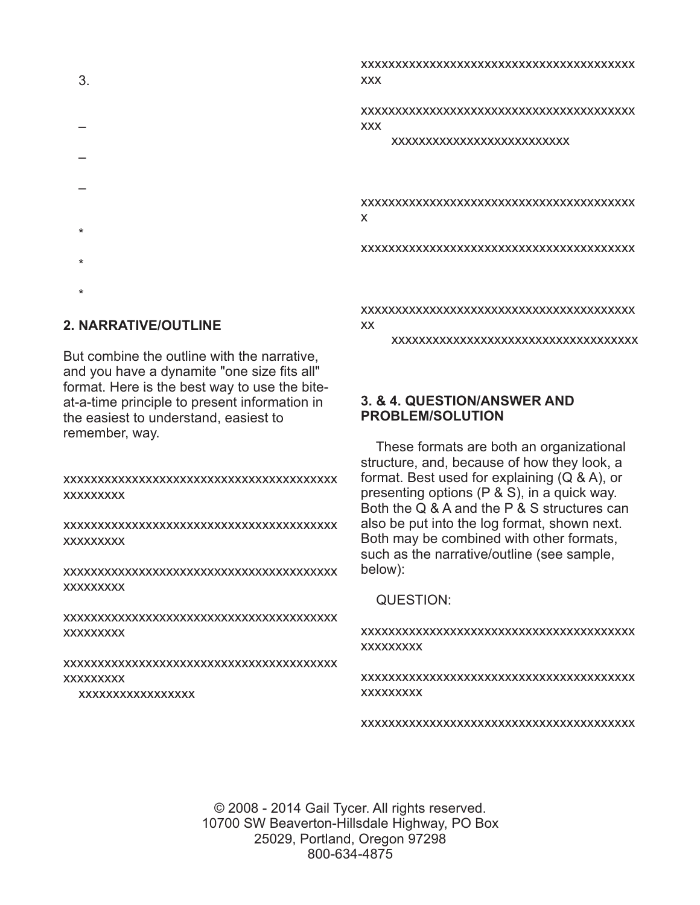3.

–

–

–

*

*

*

**2. NARRATIVE/OUTLINE**

But combine the outline with the narrative, and you have a dynamite "one size fits all" format. Here is the best way to use the bite-at-a-time principle to present information in the easiest to understand, easiest to remember, way.

xxxxxxxxxxxxxxxxxxxxxxxxxxxxxxxxxxxxxxxxxxxxxxxxx

xxxxxxxxxxxxxxxxxxxxxxxxxxxxxxxxxxxxxxxxxxxxxxxxx

xxxxxxxxxxxxxxxxxxxxxxxxxxxxxxxxxxxxxxxxxxxxxxxxx

xxxxxxxxxxxxxxxxxxxxxxxxxxxxxxxxxxxxxxxxxxxxxxxxx

xxxxxxxxxxxxxxxxxxxxxxxxxxxxxxxxxxxxxxxxxxxxxxxxx
xxxxxxxxxxxxxxxxx

xxxxxxxxxxxxxxxxxxxxxxxxxxxxxxxxxxxxxxxxxxx

xxxxxxxxxxxxxxxxxxxxxxxxxxxxxxxxxxxxxxxxxxx
xxxxxxxxxxxxxxxxxxxxxxxxxx

xxxxxxxxxxxxxxxxxxxxxxxxxxxxxxxxxxxxxxxxx

xxxxxxxxxxxxxxxxxxxxxxxxxxxxxxxxxxxxxxxx

xxxxxxxxxxxxxxxxxxxxxxxxxxxxxxxxxxxxxxxxxx
xxxxxxxxxxxxxxxxxxxxxxxxxxxxxxxxxxxx

**3. & 4. QUESTION/ANSWER AND PROBLEM/SOLUTION**

These formats are both an organizational structure, and, because of how they look, a format. Best used for explaining (Q & A), or presenting options (P & S), in a quick way. Both the Q & A and the P & S structures can also be put into the log format, shown next. Both may be combined with other formats, such as the narrative/outline (see sample, below):

QUESTION:

xxxxxxxxxxxxxxxxxxxxxxxxxxxxxxxxxxxxxxxxxxxxxxxxx

xxxxxxxxxxxxxxxxxxxxxxxxxxxxxxxxxxxxxxxxxxxxxxxxx

xxxxxxxxxxxxxxxxxxxxxxxxxxxxxxxxxxxxxxxx

© 2008 - 2014 Gail Tycer. All rights reserved.
10700 SW Beaverton-Hillsdale Highway, PO Box 25029, Portland, Oregon 97298
800-634-4875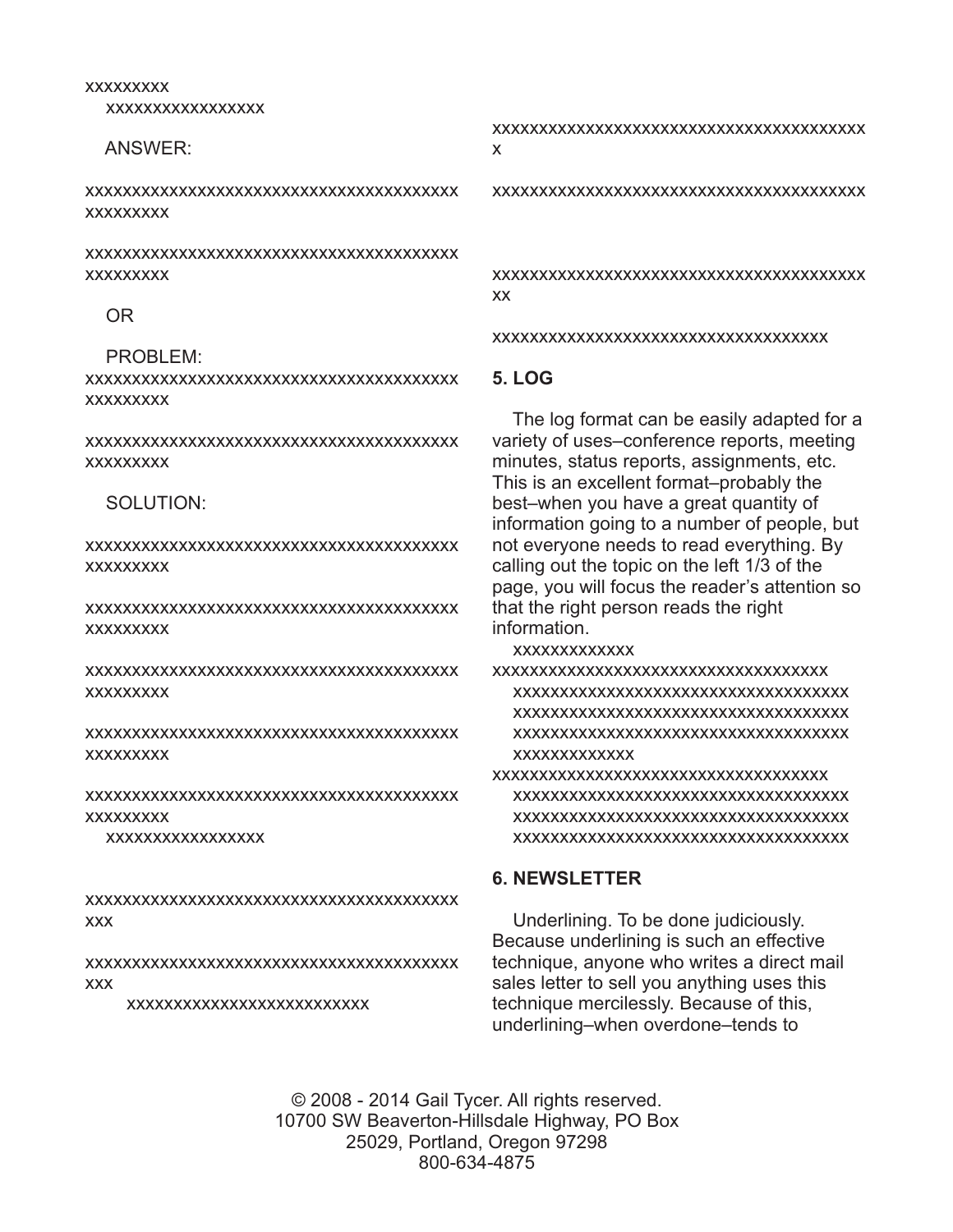xxxxxxxxx

xxxxxxxxxxxxxxxxx

ANSWER:

xxxxxxxxxxxxxxxxxxxxxxxxxxxxxxxxxxxxxxxxx xxxxxxxxx

xxxxxxxxxxxxxxxxxxxxxxxxxxxxxxxxxxxxxxxxx xxxxxxxxx

OR

PROBLEM:

xxxxxxxxxxxxxxxxxxxxxxxxxxxxxxxxxxxxxxxxx xxxxxxxxx

xxxxxxxxxxxxxxxxxxxxxxxxxxxxxxxxxxxxxxxxx xxxxxxxxx

SOLUTION:

xxxxxxxxxxxxxxxxxxxxxxxxxxxxxxxxxxxxxxxxx xxxxxxxxx

xxxxxxxxxxxxxxxxxxxxxxxxxxxxxxxxxxxxxxxxx xxxxxxxxx

xxxxxxxxxxxxxxxxxxxxxxxxxxxxxxxxxxxxxxxxx xxxxxxxxx

xxxxxxxxxxxxxxxxxxxxxxxxxxxxxxxxxxxxxxxxx xxxxxxxxx

xxxxxxxxxxxxxxxxxxxxxxxxxxxxxxxxxxxxxxxxx xxxxxxxxx

xxxxxxxxxxxxxxxxx

xxxxxxxxxxxxxxxxxxxxxxxxxxxxxxxxxxxxxxxxx xxx

xxxxxxxxxxxxxxxxxxxxxxxxxxxxxxxxxxxxxxxxx xxx

xxxxxxxxxxxxxxxxxxxxxxxxxx

xxxxxxxxxxxxxxxxxxxxxxxxxxxxxxxxxxxxxxxxx x

xxxxxxxxxxxxxxxxxxxxxxxxxxxxxxxxxxxxxxxxx

xxxxxxxxxxxxxxxxxxxxxxxxxxxxxxxxxxxxxxxxx xx

xxxxxxxxxxxxxxxxxxxxxxxxxxxxxxxxxxxxx

**5. LOG**

The log format can be easily adapted for a variety of uses–conference reports, meeting minutes, status reports, assignments, etc. This is an excellent format–probably the best–when you have a great quantity of information going to a number of people, but not everyone needs to read everything. By calling out the topic on the left 1/3 of the page, you will focus the reader's attention so that the right person reads the right information.

xxxxxxxxxxxxx

xxxxxxxxxxxxxxxxxxxxxxxxxxxxxxxxxxxxx
xxxxxxxxxxxxxxxxxxxxxxxxxxxxxxxxxxx
xxxxxxxxxxxxxxxxxxxxxxxxxxxxxxxxxxx
xxxxxxxxxxxxxxxxxxxxxxxxxxxxxxxxxxx
xxxxxxxxxxxxx

xxxxxxxxxxxxxxxxxxxxxxxxxxxxxxxxxxxxx
xxxxxxxxxxxxxxxxxxxxxxxxxxxxxxxxxxx
xxxxxxxxxxxxxxxxxxxxxxxxxxxxxxxxxxx
xxxxxxxxxxxxxxxxxxxxxxxxxxxxxxxxxxx

**6. NEWSLETTER**

Underlining. To be done judiciously. Because underlining is such an effective technique, anyone who writes a direct mail sales letter to sell you anything uses this technique mercilessly. Because of this, underlining–when overdone–tends to

© 2008 - 2014 Gail Tycer. All rights reserved.
10700 SW Beaverton-Hillsdale Highway, PO Box 25029, Portland, Oregon 97298
800-634-4875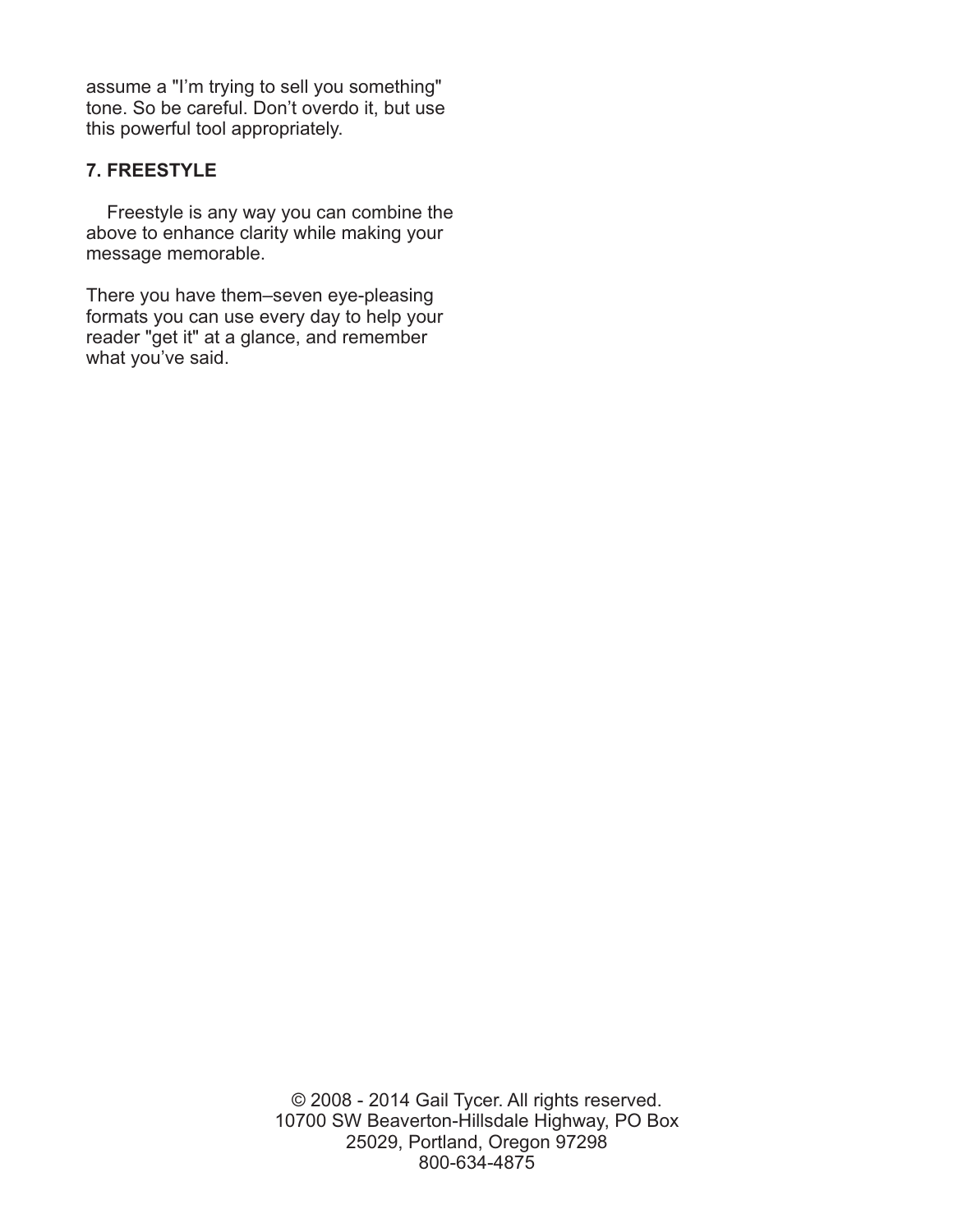assume a "I'm trying to sell you something" tone. So be careful. Don't overdo it, but use this powerful tool appropriately.

**7. FREESTYLE**

Freestyle is any way you can combine the above to enhance clarity while making your message memorable.

There you have them–seven eye-pleasing formats you can use every day to help your reader "get it" at a glance, and remember what you've said.

© 2008 - 2014 Gail Tycer. All rights reserved.
10700 SW Beaverton-Hillsdale Highway, PO Box 25029, Portland, Oregon 97298
800-634-4875